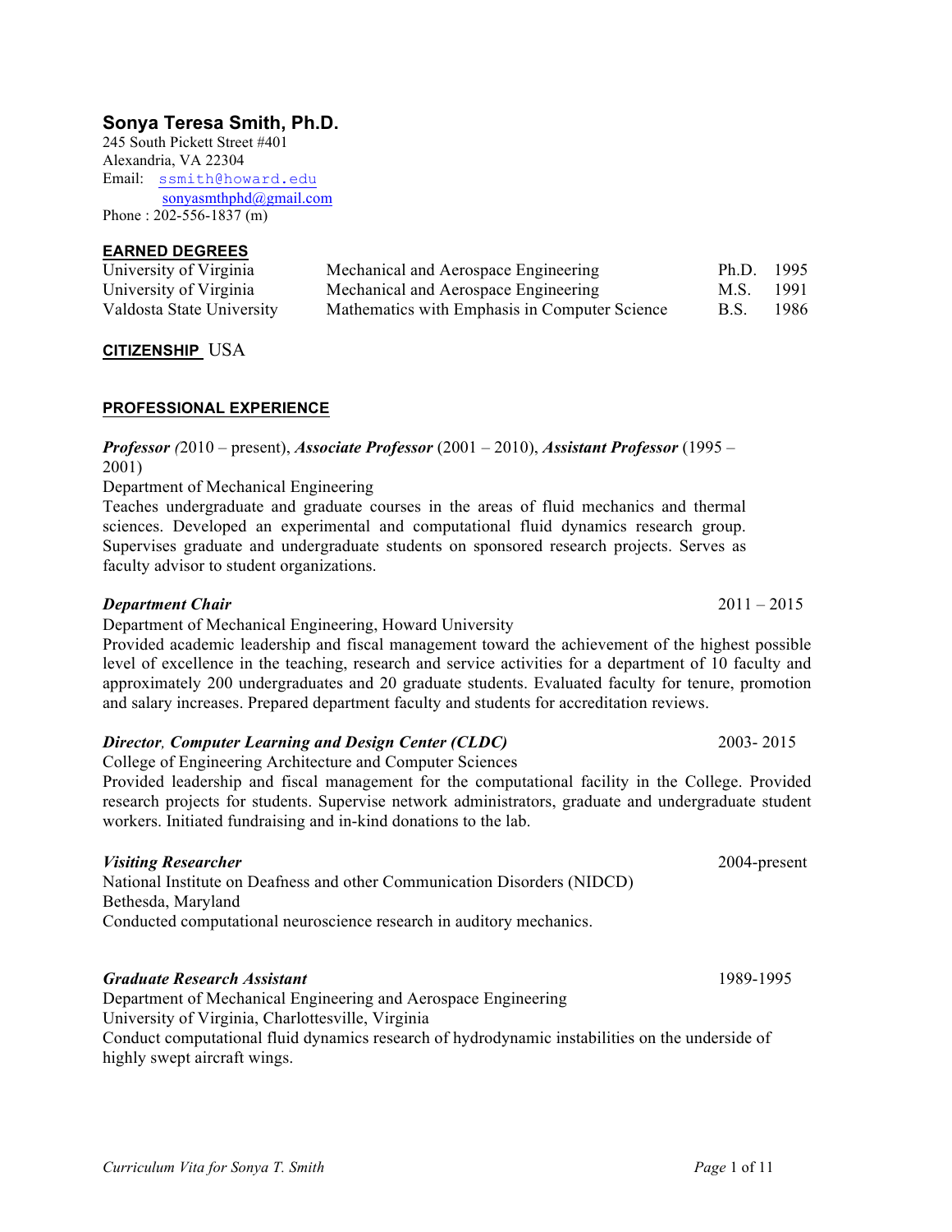# Sonya Teresa Smith, Ph.D.

245 South Pickett Street #401
Alexandria, VA 22304
Email: ssmith@howard.edu
sonyasmthphd@gmail.com
Phone : 202-556-1837 (m)

## EARNED DEGREES

| | | | |
|---|---|---|---|
| University of Virginia | Mechanical and Aerospace Engineering | Ph.D. | 1995 |
| University of Virginia | Mechanical and Aerospace Engineering | M.S. | 1991 |
| Valdosta State University | Mathematics with Emphasis in Computer Science | B.S. | 1986 |

## CITIZENSHIP USA

## PROFESSIONAL EXPERIENCE

***Professor*** (2010 – present), ***Associate Professor*** (2001 – 2010), ***Assistant Professor*** (1995 – 2001)
Department of Mechanical Engineering
Teaches undergraduate and graduate courses in the areas of fluid mechanics and thermal sciences. Developed an experimental and computational fluid dynamics research group. Supervises graduate and undergraduate students on sponsored research projects. Serves as faculty advisor to student organizations.

***Department Chair*** 2011 – 2015
Department of Mechanical Engineering, Howard University
Provided academic leadership and fiscal management toward the achievement of the highest possible level of excellence in the teaching, research and service activities for a department of 10 faculty and approximately 200 undergraduates and 20 graduate students. Evaluated faculty for tenure, promotion and salary increases. Prepared department faculty and students for accreditation reviews.

***Director, Computer Learning and Design Center (CLDC)*** 2003- 2015
College of Engineering Architecture and Computer Sciences
Provided leadership and fiscal management for the computational facility in the College. Provided research projects for students. Supervise network administrators, graduate and undergraduate student workers. Initiated fundraising and in-kind donations to the lab.

***Visiting Researcher*** 2004-present
National Institute on Deafness and other Communication Disorders (NIDCD)
Bethesda, Maryland
Conducted computational neuroscience research in auditory mechanics.

***Graduate Research Assistant*** 1989-1995
Department of Mechanical Engineering and Aerospace Engineering
University of Virginia, Charlottesville, Virginia
Conduct computational fluid dynamics research of hydrodynamic instabilities on the underside of highly swept aircraft wings.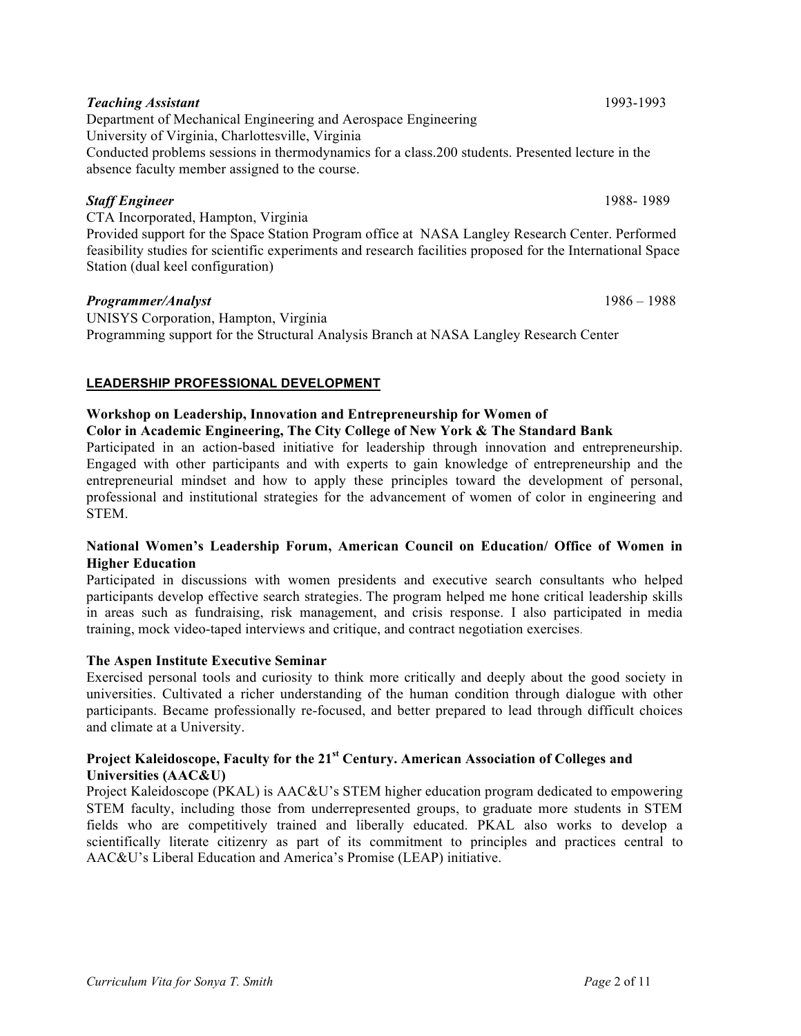***Teaching Assistant*** 1993-1993

Department of Mechanical Engineering and Aerospace Engineering
University of Virginia, Charlottesville, Virginia
Conducted problems sessions in thermodynamics for a class.200 students. Presented lecture in the absence faculty member assigned to the course.

***Staff Engineer*** 1988- 1989

CTA Incorporated, Hampton, Virginia
Provided support for the Space Station Program office at NASA Langley Research Center. Performed feasibility studies for scientific experiments and research facilities proposed for the International Space Station (dual keel configuration)

***Programmer/Analyst*** 1986 – 1988

UNISYS Corporation, Hampton, Virginia
Programming support for the Structural Analysis Branch at NASA Langley Research Center

## LEADERSHIP PROFESSIONAL DEVELOPMENT

**Workshop on Leadership, Innovation and Entrepreneurship for Women of Color in Academic Engineering, The City College of New York & The Standard Bank**

Participated in an action-based initiative for leadership through innovation and entrepreneurship. Engaged with other participants and with experts to gain knowledge of entrepreneurship and the entrepreneurial mindset and how to apply these principles toward the development of personal, professional and institutional strategies for the advancement of women of color in engineering and STEM.

**National Women's Leadership Forum, American Council on Education/ Office of Women in Higher Education**

Participated in discussions with women presidents and executive search consultants who helped participants develop effective search strategies. The program helped me hone critical leadership skills in areas such as fundraising, risk management, and crisis response. I also participated in media training, mock video-taped interviews and critique, and contract negotiation exercises.

**The Aspen Institute Executive Seminar**

Exercised personal tools and curiosity to think more critically and deeply about the good society in universities. Cultivated a richer understanding of the human condition through dialogue with other participants. Became professionally re-focused, and better prepared to lead through difficult choices and climate at a University.

**Project Kaleidoscope, Faculty for the 21st Century. American Association of Colleges and Universities (AAC&U)**

Project Kaleidoscope (PKAL) is AAC&U's STEM higher education program dedicated to empowering STEM faculty, including those from underrepresented groups, to graduate more students in STEM fields who are competitively trained and liberally educated. PKAL also works to develop a scientifically literate citizenry as part of its commitment to principles and practices central to AAC&U's Liberal Education and America's Promise (LEAP) initiative.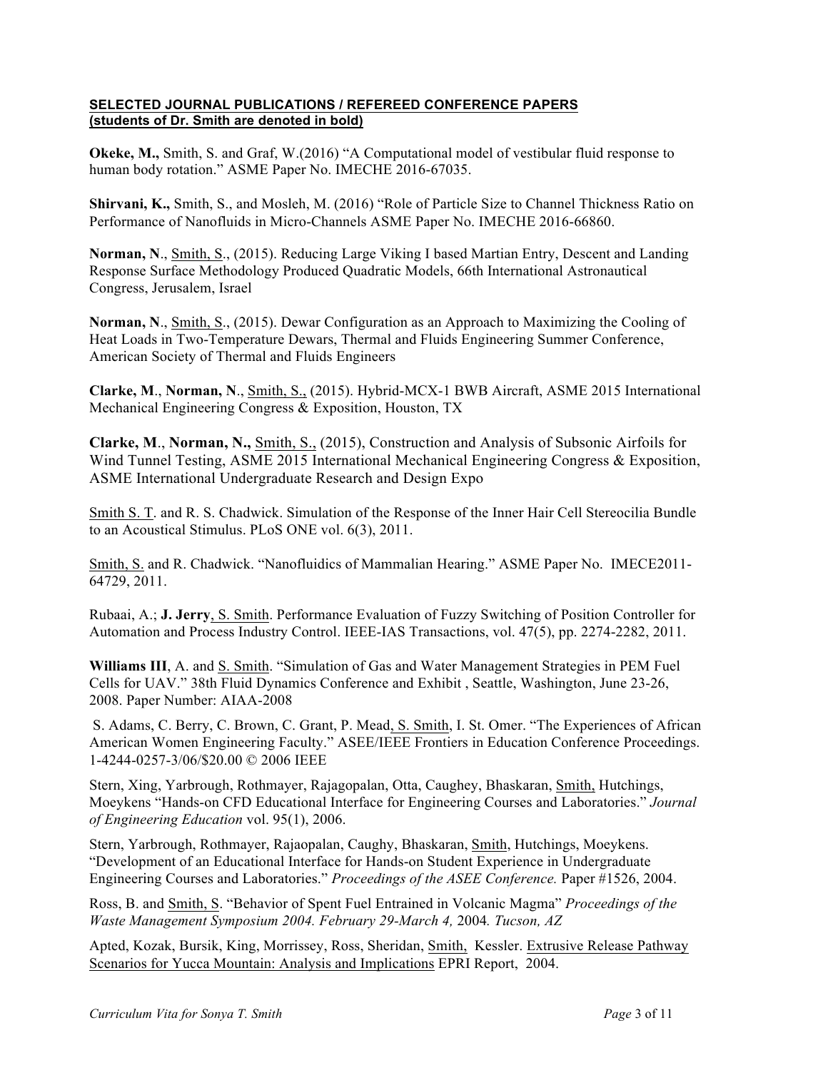**SELECTED JOURNAL PUBLICATIONS / REFEREED CONFERENCE PAPERS (students of Dr. Smith are denoted in bold)**

**Okeke, M.,** Smith, S. and Graf, W.(2016) "A Computational model of vestibular fluid response to human body rotation." ASME Paper No. IMECHE 2016-67035.

**Shirvani, K.,** Smith, S., and Mosleh, M. (2016) "Role of Particle Size to Channel Thickness Ratio on Performance of Nanofluids in Micro-Channels ASME Paper No. IMECHE 2016-66860.

**Norman, N**., Smith, S., (2015). Reducing Large Viking I based Martian Entry, Descent and Landing Response Surface Methodology Produced Quadratic Models, 66th International Astronautical Congress, Jerusalem, Israel

**Norman, N**., Smith, S., (2015). Dewar Configuration as an Approach to Maximizing the Cooling of Heat Loads in Two-Temperature Dewars, Thermal and Fluids Engineering Summer Conference, American Society of Thermal and Fluids Engineers

**Clarke, M**., **Norman, N**., Smith, S., (2015). Hybrid-MCX-1 BWB Aircraft, ASME 2015 International Mechanical Engineering Congress & Exposition, Houston, TX

**Clarke, M**., **Norman, N.,** Smith, S., (2015), Construction and Analysis of Subsonic Airfoils for Wind Tunnel Testing, ASME 2015 International Mechanical Engineering Congress & Exposition, ASME International Undergraduate Research and Design Expo

Smith S. T. and R. S. Chadwick. Simulation of the Response of the Inner Hair Cell Stereocilia Bundle to an Acoustical Stimulus. PLoS ONE vol. 6(3), 2011.

Smith, S. and R. Chadwick. "Nanofluidics of Mammalian Hearing." ASME Paper No. IMECE2011-64729, 2011.

Rubaai, A.; **J. Jerry**, S. Smith. Performance Evaluation of Fuzzy Switching of Position Controller for Automation and Process Industry Control. IEEE-IAS Transactions, vol. 47(5), pp. 2274-2282, 2011.

**Williams III**, A. and S. Smith. "Simulation of Gas and Water Management Strategies in PEM Fuel Cells for UAV." 38th Fluid Dynamics Conference and Exhibit , Seattle, Washington, June 23-26, 2008. Paper Number: AIAA-2008

S. Adams, C. Berry, C. Brown, C. Grant, P. Mead, S. Smith, I. St. Omer. "The Experiences of African American Women Engineering Faculty." ASEE/IEEE Frontiers in Education Conference Proceedings. 1-4244-0257-3/06/$20.00 © 2006 IEEE

Stern, Xing, Yarbrough, Rothmayer, Rajagopalan, Otta, Caughey, Bhaskaran, Smith, Hutchings, Moeykens "Hands-on CFD Educational Interface for Engineering Courses and Laboratories." *Journal of Engineering Education* vol. 95(1), 2006.

Stern, Yarbrough, Rothmayer, Rajaopalan, Caughy, Bhaskaran, Smith, Hutchings, Moeykens. "Development of an Educational Interface for Hands-on Student Experience in Undergraduate Engineering Courses and Laboratories." *Proceedings of the ASEE Conference.* Paper #1526, 2004.

Ross, B. and Smith, S. "Behavior of Spent Fuel Entrained in Volcanic Magma" *Proceedings of the Waste Management Symposium 2004. February 29-March 4,* 2004*. Tucson, AZ*

Apted, Kozak, Bursik, King, Morrissey, Ross, Sheridan, Smith, Kessler. Extrusive Release Pathway Scenarios for Yucca Mountain: Analysis and Implications EPRI Report, 2004.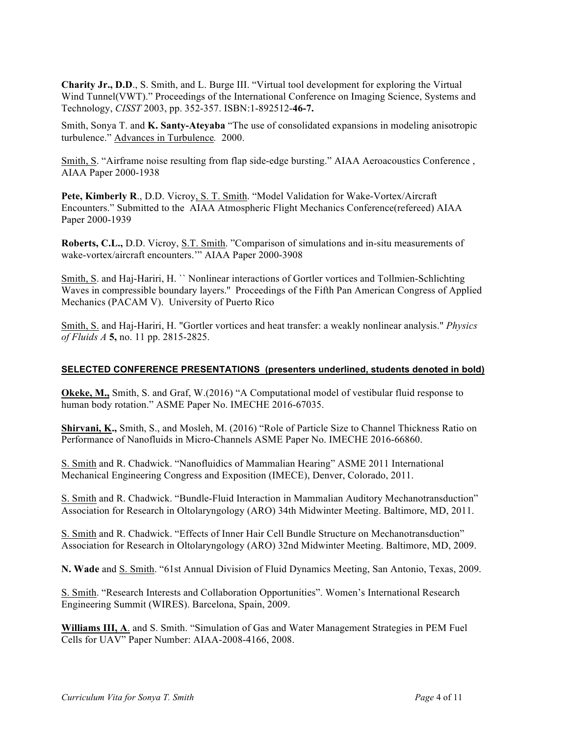**Charity Jr., D.D**., S. Smith, and L. Burge III. "Virtual tool development for exploring the Virtual Wind Tunnel(VWT)." Proceedings of the International Conference on Imaging Science, Systems and Technology, *CISST* 2003, pp. 352-357. ISBN:1-892512-**46-7.**

Smith, Sonya T. and **K. Santy-Ateyaba** "The use of consolidated expansions in modeling anisotropic turbulence." Advances in Turbulence*.* 2000.

Smith, S. "Airframe noise resulting from flap side-edge bursting." AIAA Aeroacoustics Conference , AIAA Paper 2000-1938

**Pete, Kimberly R**., D.D. Vicroy, S. T. Smith. "Model Validation for Wake-Vortex/Aircraft Encounters." Submitted to the AIAA Atmospheric Flight Mechanics Conference(refereed) AIAA Paper 2000-1939

**Roberts, C.L.,** D.D. Vicroy, S.T. Smith. "Comparison of simulations and in-situ measurements of wake-vortex/aircraft encounters.'" AIAA Paper 2000-3908

Smith, S. and Haj-Hariri, H. `` Nonlinear interactions of Gortler vortices and Tollmien-Schlichting Waves in compressible boundary layers." Proceedings of the Fifth Pan American Congress of Applied Mechanics (PACAM V). University of Puerto Rico

Smith, S. and Haj-Hariri, H. "Gortler vortices and heat transfer: a weakly nonlinear analysis." *Physics of Fluids A* **5,** no. 11 pp. 2815-2825.

## SELECTED CONFERENCE PRESENTATIONS (presenters underlined, students denoted in bold)

**Okeke, M.,** Smith, S. and Graf, W.(2016) "A Computational model of vestibular fluid response to human body rotation." ASME Paper No. IMECHE 2016-67035.

**Shirvani, K.,** Smith, S., and Mosleh, M. (2016) "Role of Particle Size to Channel Thickness Ratio on Performance of Nanofluids in Micro-Channels ASME Paper No. IMECHE 2016-66860.

S. Smith and R. Chadwick. "Nanofluidics of Mammalian Hearing" ASME 2011 International Mechanical Engineering Congress and Exposition (IMECE), Denver, Colorado, 2011.

S. Smith and R. Chadwick. "Bundle-Fluid Interaction in Mammalian Auditory Mechanotransduction" Association for Research in Oltolaryngology (ARO) 34th Midwinter Meeting. Baltimore, MD, 2011.

S. Smith and R. Chadwick. "Effects of Inner Hair Cell Bundle Structure on Mechanotransduction" Association for Research in Oltolaryngology (ARO) 32nd Midwinter Meeting. Baltimore, MD, 2009.

**N. Wade** and S. Smith. "61st Annual Division of Fluid Dynamics Meeting, San Antonio, Texas, 2009.

S. Smith. "Research Interests and Collaboration Opportunities". Women's International Research Engineering Summit (WIRES). Barcelona, Spain, 2009.

**Williams III, A**. and S. Smith. "Simulation of Gas and Water Management Strategies in PEM Fuel Cells for UAV" Paper Number: AIAA-2008-4166, 2008.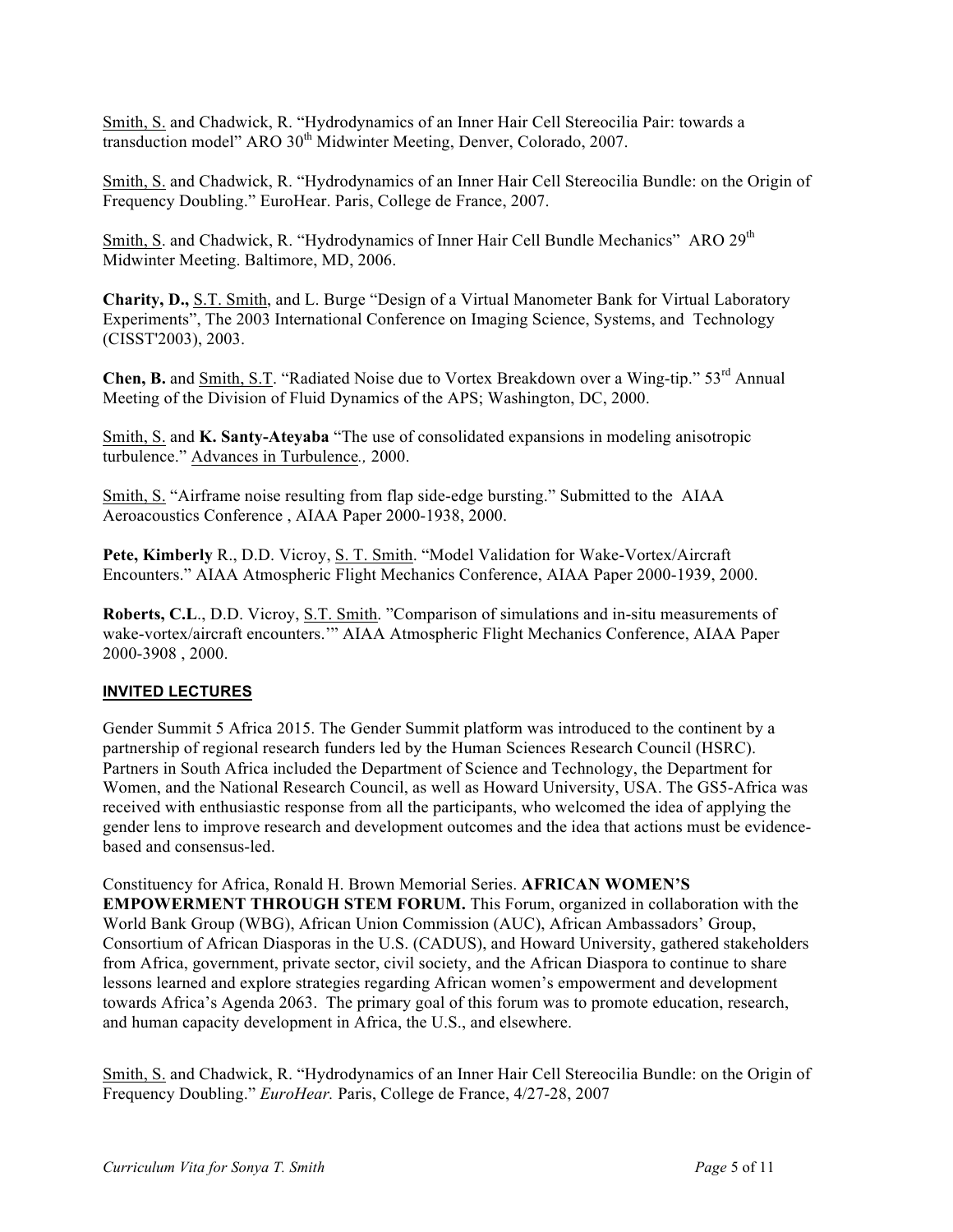Smith, S. and Chadwick, R. "Hydrodynamics of an Inner Hair Cell Stereocilia Pair: towards a transduction model" ARO 30th Midwinter Meeting, Denver, Colorado, 2007.

Smith, S. and Chadwick, R. "Hydrodynamics of an Inner Hair Cell Stereocilia Bundle: on the Origin of Frequency Doubling." EuroHear. Paris, College de France, 2007.

Smith, S. and Chadwick, R. "Hydrodynamics of Inner Hair Cell Bundle Mechanics" ARO 29th Midwinter Meeting. Baltimore, MD, 2006.

**Charity, D.,** S.T. Smith, and L. Burge "Design of a Virtual Manometer Bank for Virtual Laboratory Experiments", The 2003 International Conference on Imaging Science, Systems, and Technology (CISST'2003), 2003.

**Chen, B.** and Smith, S.T. "Radiated Noise due to Vortex Breakdown over a Wing-tip." 53rd Annual Meeting of the Division of Fluid Dynamics of the APS; Washington, DC, 2000.

Smith, S. and **K. Santy-Ateyaba** "The use of consolidated expansions in modeling anisotropic turbulence." Advances in Turbulence*.,* 2000.

Smith, S. "Airframe noise resulting from flap side-edge bursting." Submitted to the AIAA Aeroacoustics Conference , AIAA Paper 2000-1938, 2000.

**Pete, Kimberly** R., D.D. Vicroy, S. T. Smith. "Model Validation for Wake-Vortex/Aircraft Encounters." AIAA Atmospheric Flight Mechanics Conference, AIAA Paper 2000-1939, 2000.

**Roberts, C.L**., D.D. Vicroy, S.T. Smith. "Comparison of simulations and in-situ measurements of wake-vortex/aircraft encounters.'" AIAA Atmospheric Flight Mechanics Conference, AIAA Paper 2000-3908 , 2000.

## INVITED LECTURES

Gender Summit 5 Africa 2015. The Gender Summit platform was introduced to the continent by a partnership of regional research funders led by the Human Sciences Research Council (HSRC). Partners in South Africa included the Department of Science and Technology, the Department for Women, and the National Research Council, as well as Howard University, USA. The GS5-Africa was received with enthusiastic response from all the participants, who welcomed the idea of applying the gender lens to improve research and development outcomes and the idea that actions must be evidence-based and consensus-led.

Constituency for Africa, Ronald H. Brown Memorial Series. **AFRICAN WOMEN'S EMPOWERMENT THROUGH STEM FORUM.** This Forum, organized in collaboration with the World Bank Group (WBG), African Union Commission (AUC), African Ambassadors' Group, Consortium of African Diasporas in the U.S. (CADUS), and Howard University, gathered stakeholders from Africa, government, private sector, civil society, and the African Diaspora to continue to share lessons learned and explore strategies regarding African women's empowerment and development towards Africa's Agenda 2063. The primary goal of this forum was to promote education, research, and human capacity development in Africa, the U.S., and elsewhere.

Smith, S. and Chadwick, R. "Hydrodynamics of an Inner Hair Cell Stereocilia Bundle: on the Origin of Frequency Doubling." *EuroHear.* Paris, College de France, 4/27-28, 2007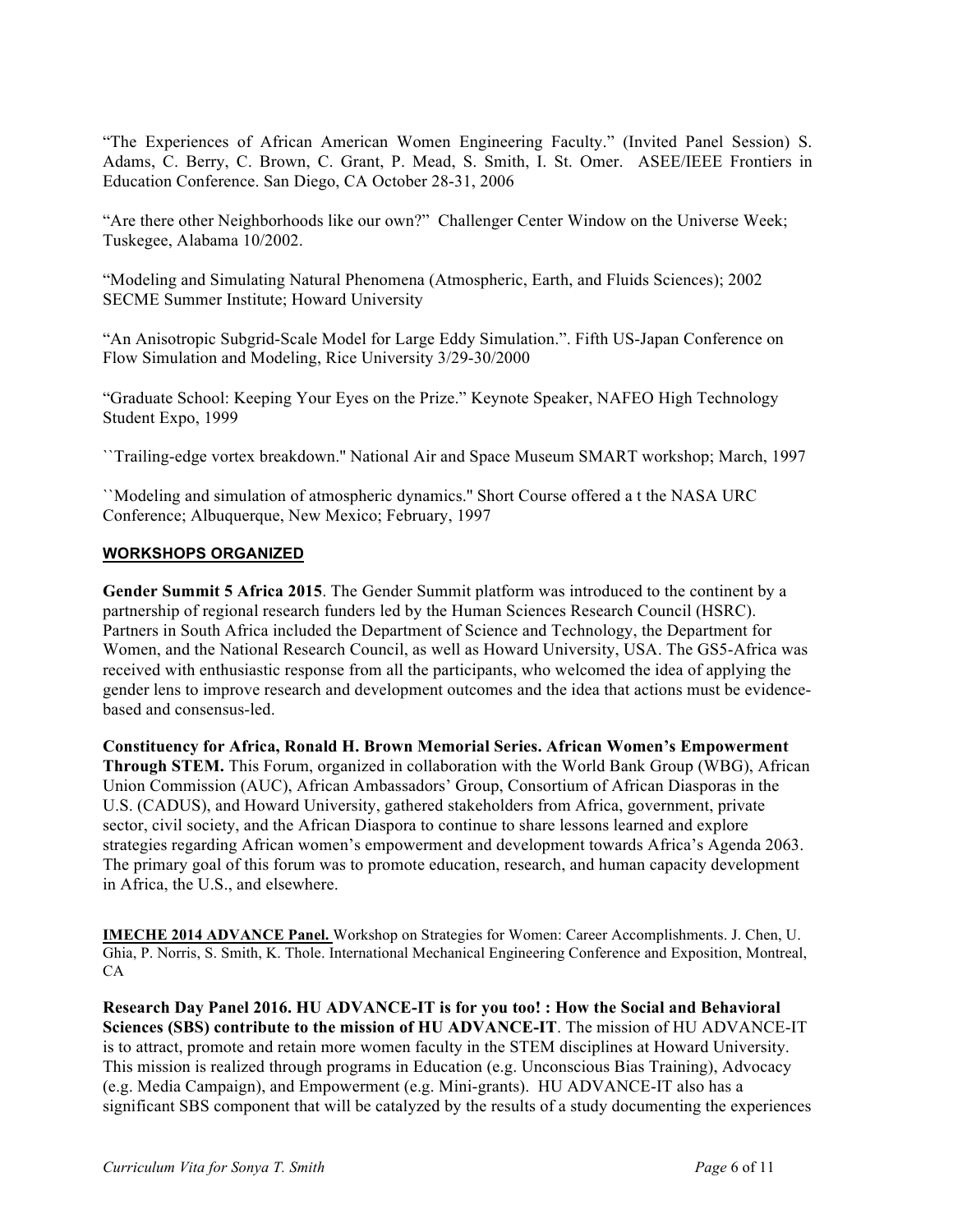"The Experiences of African American Women Engineering Faculty." (Invited Panel Session) S. Adams, C. Berry, C. Brown, C. Grant, P. Mead, S. Smith, I. St. Omer. ASEE/IEEE Frontiers in Education Conference. San Diego, CA October 28-31, 2006

"Are there other Neighborhoods like our own?" Challenger Center Window on the Universe Week; Tuskegee, Alabama 10/2002.

"Modeling and Simulating Natural Phenomena (Atmospheric, Earth, and Fluids Sciences); 2002 SECME Summer Institute; Howard University

"An Anisotropic Subgrid-Scale Model for Large Eddy Simulation.". Fifth US-Japan Conference on Flow Simulation and Modeling, Rice University 3/29-30/2000

"Graduate School: Keeping Your Eyes on the Prize." Keynote Speaker, NAFEO High Technology Student Expo, 1999

``Trailing-edge vortex breakdown.'' National Air and Space Museum SMART workshop; March, 1997

``Modeling and simulation of atmospheric dynamics.'' Short Course offered a t the NASA URC Conference; Albuquerque, New Mexico; February, 1997

## WORKSHOPS ORGANIZED

**Gender Summit 5 Africa 2015**. The Gender Summit platform was introduced to the continent by a partnership of regional research funders led by the Human Sciences Research Council (HSRC). Partners in South Africa included the Department of Science and Technology, the Department for Women, and the National Research Council, as well as Howard University, USA. The GS5-Africa was received with enthusiastic response from all the participants, who welcomed the idea of applying the gender lens to improve research and development outcomes and the idea that actions must be evidence-based and consensus-led.

**Constituency for Africa, Ronald H. Brown Memorial Series. African Women's Empowerment Through STEM.** This Forum, organized in collaboration with the World Bank Group (WBG), African Union Commission (AUC), African Ambassadors' Group, Consortium of African Diasporas in the U.S. (CADUS), and Howard University, gathered stakeholders from Africa, government, private sector, civil society, and the African Diaspora to continue to share lessons learned and explore strategies regarding African women's empowerment and development towards Africa's Agenda 2063. The primary goal of this forum was to promote education, research, and human capacity development in Africa, the U.S., and elsewhere.

**IMECHE 2014 ADVANCE Panel.** Workshop on Strategies for Women: Career Accomplishments. J. Chen, U. Ghia, P. Norris, S. Smith, K. Thole. International Mechanical Engineering Conference and Exposition, Montreal, CA

**Research Day Panel 2016. HU ADVANCE-IT is for you too! : How the Social and Behavioral Sciences (SBS) contribute to the mission of HU ADVANCE-IT**. The mission of HU ADVANCE-IT is to attract, promote and retain more women faculty in the STEM disciplines at Howard University. This mission is realized through programs in Education (e.g. Unconscious Bias Training), Advocacy (e.g. Media Campaign), and Empowerment (e.g. Mini-grants). HU ADVANCE-IT also has a significant SBS component that will be catalyzed by the results of a study documenting the experiences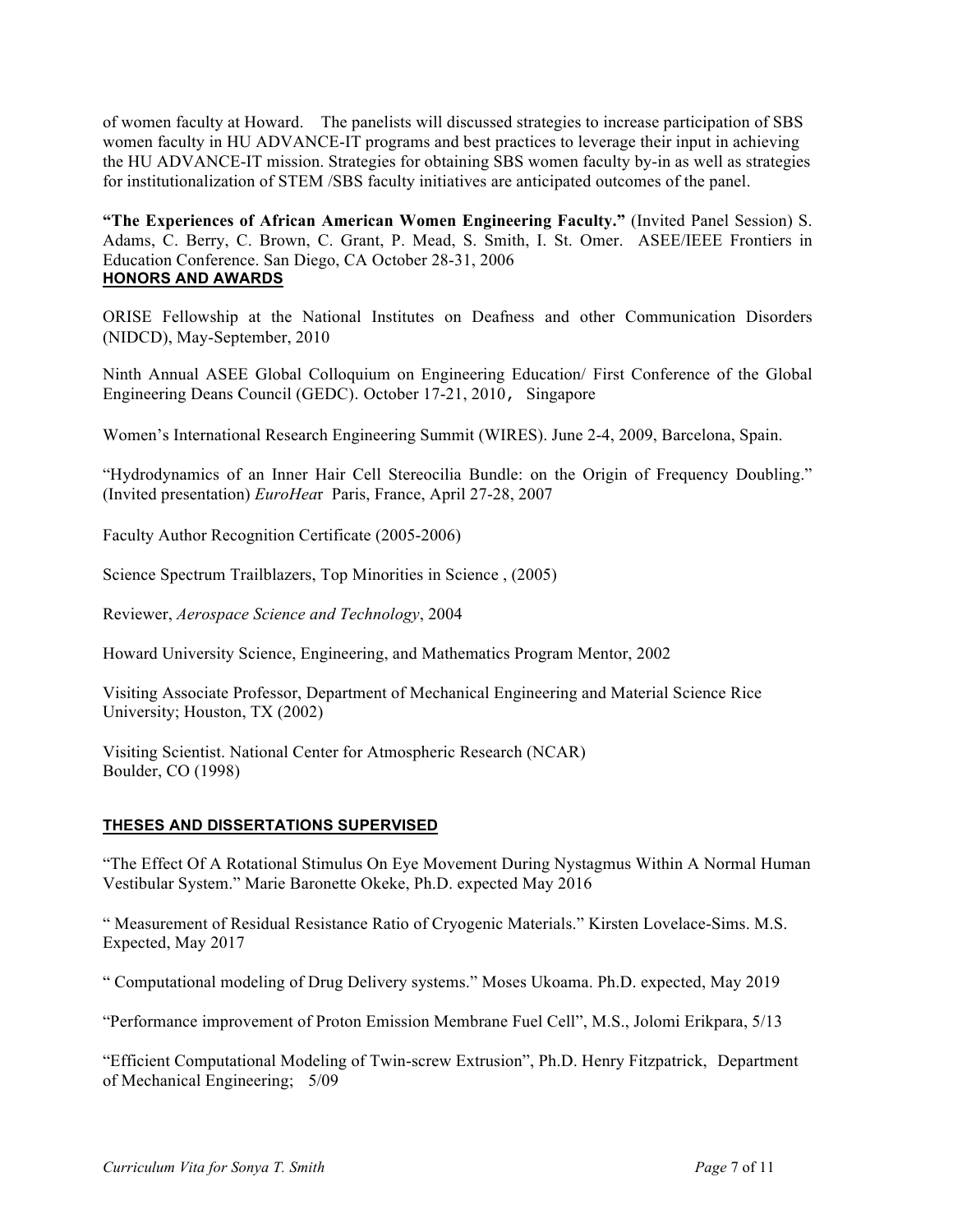of women faculty at Howard. The panelists will discussed strategies to increase participation of SBS women faculty in HU ADVANCE-IT programs and best practices to leverage their input in achieving the HU ADVANCE-IT mission. Strategies for obtaining SBS women faculty by-in as well as strategies for institutionalization of STEM /SBS faculty initiatives are anticipated outcomes of the panel.

**"The Experiences of African American Women Engineering Faculty."** (Invited Panel Session) S. Adams, C. Berry, C. Brown, C. Grant, P. Mead, S. Smith, I. St. Omer. ASEE/IEEE Frontiers in Education Conference. San Diego, CA October 28-31, 2006

## HONORS AND AWARDS

ORISE Fellowship at the National Institutes on Deafness and other Communication Disorders (NIDCD), May-September, 2010

Ninth Annual ASEE Global Colloquium on Engineering Education/ First Conference of the Global Engineering Deans Council (GEDC). October 17-21, 2010， Singapore

Women's International Research Engineering Summit (WIRES). June 2-4, 2009, Barcelona, Spain.

"Hydrodynamics of an Inner Hair Cell Stereocilia Bundle: on the Origin of Frequency Doubling." (Invited presentation) *EuroHear* Paris, France, April 27-28, 2007

Faculty Author Recognition Certificate (2005-2006)

Science Spectrum Trailblazers, Top Minorities in Science , (2005)

Reviewer, *Aerospace Science and Technology*, 2004

Howard University Science, Engineering, and Mathematics Program Mentor, 2002

Visiting Associate Professor, Department of Mechanical Engineering and Material Science Rice University; Houston, TX (2002)

Visiting Scientist. National Center for Atmospheric Research (NCAR)
Boulder, CO (1998)

## THESES AND DISSERTATIONS SUPERVISED

"The Effect Of A Rotational Stimulus On Eye Movement During Nystagmus Within A Normal Human Vestibular System." Marie Baronette Okeke, Ph.D. expected May 2016

" Measurement of Residual Resistance Ratio of Cryogenic Materials." Kirsten Lovelace-Sims. M.S. Expected, May 2017

" Computational modeling of Drug Delivery systems." Moses Ukoama. Ph.D. expected, May 2019

"Performance improvement of Proton Emission Membrane Fuel Cell", M.S., Jolomi Erikpara, 5/13

"Efficient Computational Modeling of Twin-screw Extrusion", Ph.D. Henry Fitzpatrick, Department of Mechanical Engineering; 5/09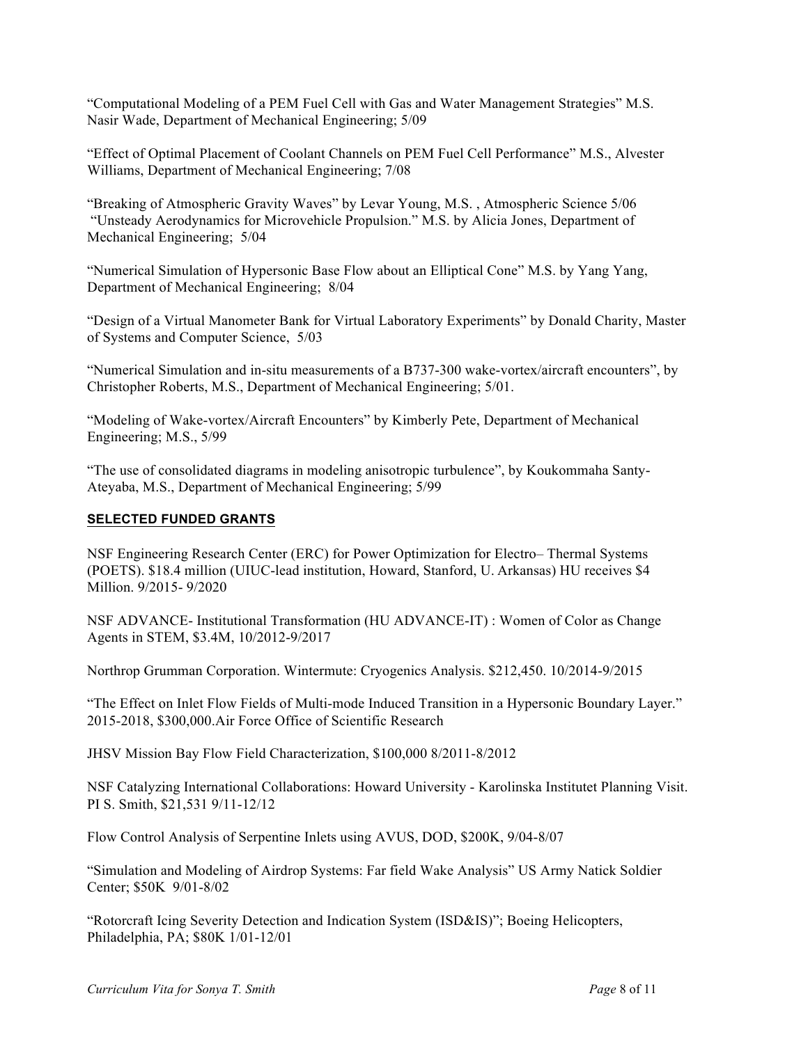"Computational Modeling of a PEM Fuel Cell with Gas and Water Management Strategies" M.S. Nasir Wade, Department of Mechanical Engineering; 5/09

"Effect of Optimal Placement of Coolant Channels on PEM Fuel Cell Performance" M.S., Alvester Williams, Department of Mechanical Engineering; 7/08

"Breaking of Atmospheric Gravity Waves" by Levar Young, M.S. , Atmospheric Science 5/06
"Unsteady Aerodynamics for Microvehicle Propulsion." M.S. by Alicia Jones, Department of Mechanical Engineering; 5/04

"Numerical Simulation of Hypersonic Base Flow about an Elliptical Cone" M.S. by Yang Yang, Department of Mechanical Engineering; 8/04

"Design of a Virtual Manometer Bank for Virtual Laboratory Experiments" by Donald Charity, Master of Systems and Computer Science, 5/03

"Numerical Simulation and in-situ measurements of a B737-300 wake-vortex/aircraft encounters", by Christopher Roberts, M.S., Department of Mechanical Engineering; 5/01.

"Modeling of Wake-vortex/Aircraft Encounters" by Kimberly Pete, Department of Mechanical Engineering; M.S., 5/99

"The use of consolidated diagrams in modeling anisotropic turbulence", by Koukommaha Santy-Ateyaba, M.S., Department of Mechanical Engineering; 5/99

## SELECTED FUNDED GRANTS

NSF Engineering Research Center (ERC) for Power Optimization for Electro– Thermal Systems (POETS). $18.4 million (UIUC-lead institution, Howard, Stanford, U. Arkansas) HU receives $4 Million. 9/2015- 9/2020

NSF ADVANCE- Institutional Transformation (HU ADVANCE-IT) : Women of Color as Change Agents in STEM, $3.4M, 10/2012-9/2017

Northrop Grumman Corporation. Wintermute: Cryogenics Analysis. $212,450. 10/2014-9/2015

"The Effect on Inlet Flow Fields of Multi-mode Induced Transition in a Hypersonic Boundary Layer." 2015-2018, $300,000.Air Force Office of Scientific Research

JHSV Mission Bay Flow Field Characterization, $100,000 8/2011-8/2012

NSF Catalyzing International Collaborations: Howard University - Karolinska Institutet Planning Visit. PI S. Smith, $21,531 9/11-12/12

Flow Control Analysis of Serpentine Inlets using AVUS, DOD, $200K, 9/04-8/07

"Simulation and Modeling of Airdrop Systems: Far field Wake Analysis" US Army Natick Soldier Center; $50K 9/01-8/02

"Rotorcraft Icing Severity Detection and Indication System (ISD&IS)"; Boeing Helicopters, Philadelphia, PA; $80K 1/01-12/01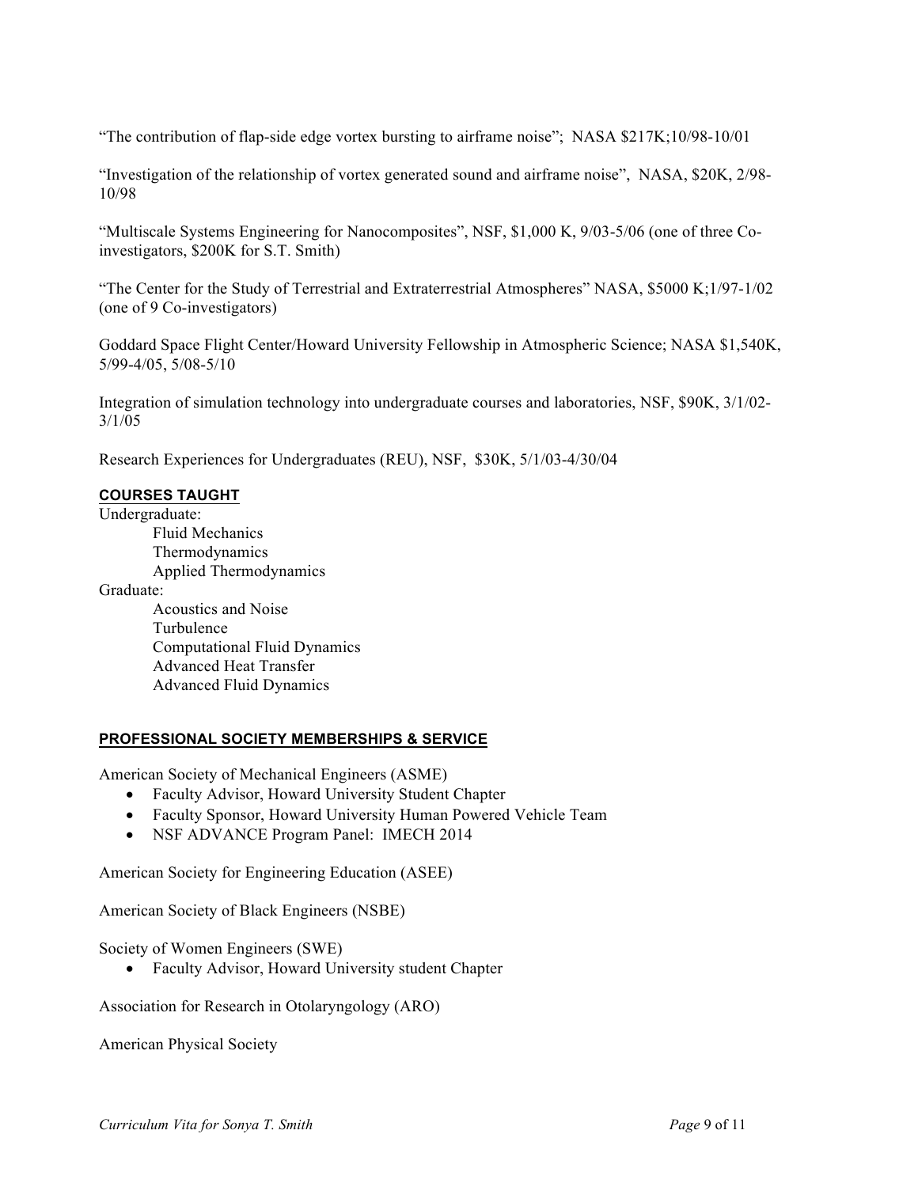"The contribution of flap-side edge vortex bursting to airframe noise"; NASA $217K;10/98-10/01

"Investigation of the relationship of vortex generated sound and airframe noise", NASA, $20K, 2/98-10/98

"Multiscale Systems Engineering for Nanocomposites", NSF, $1,000 K, 9/03-5/06 (one of three Co-investigators, $200K for S.T. Smith)

"The Center for the Study of Terrestrial and Extraterrestrial Atmospheres" NASA, $5000 K;1/97-1/02 (one of 9 Co-investigators)

Goddard Space Flight Center/Howard University Fellowship in Atmospheric Science; NASA $1,540K, 5/99-4/05, 5/08-5/10

Integration of simulation technology into undergraduate courses and laboratories, NSF, $90K, 3/1/02-3/1/05

Research Experiences for Undergraduates (REU), NSF, $30K, 5/1/03-4/30/04

## COURSES TAUGHT

Undergraduate:

- Fluid Mechanics
- Thermodynamics
- Applied Thermodynamics

Graduate:

- Acoustics and Noise
- Turbulence
- Computational Fluid Dynamics
- Advanced Heat Transfer
- Advanced Fluid Dynamics

## PROFESSIONAL SOCIETY MEMBERSHIPS & SERVICE

American Society of Mechanical Engineers (ASME)

- Faculty Advisor, Howard University Student Chapter
- Faculty Sponsor, Howard University Human Powered Vehicle Team
- NSF ADVANCE Program Panel: IMECH 2014

American Society for Engineering Education (ASEE)

American Society of Black Engineers (NSBE)

Society of Women Engineers (SWE)

- Faculty Advisor, Howard University student Chapter

Association for Research in Otolaryngology (ARO)

American Physical Society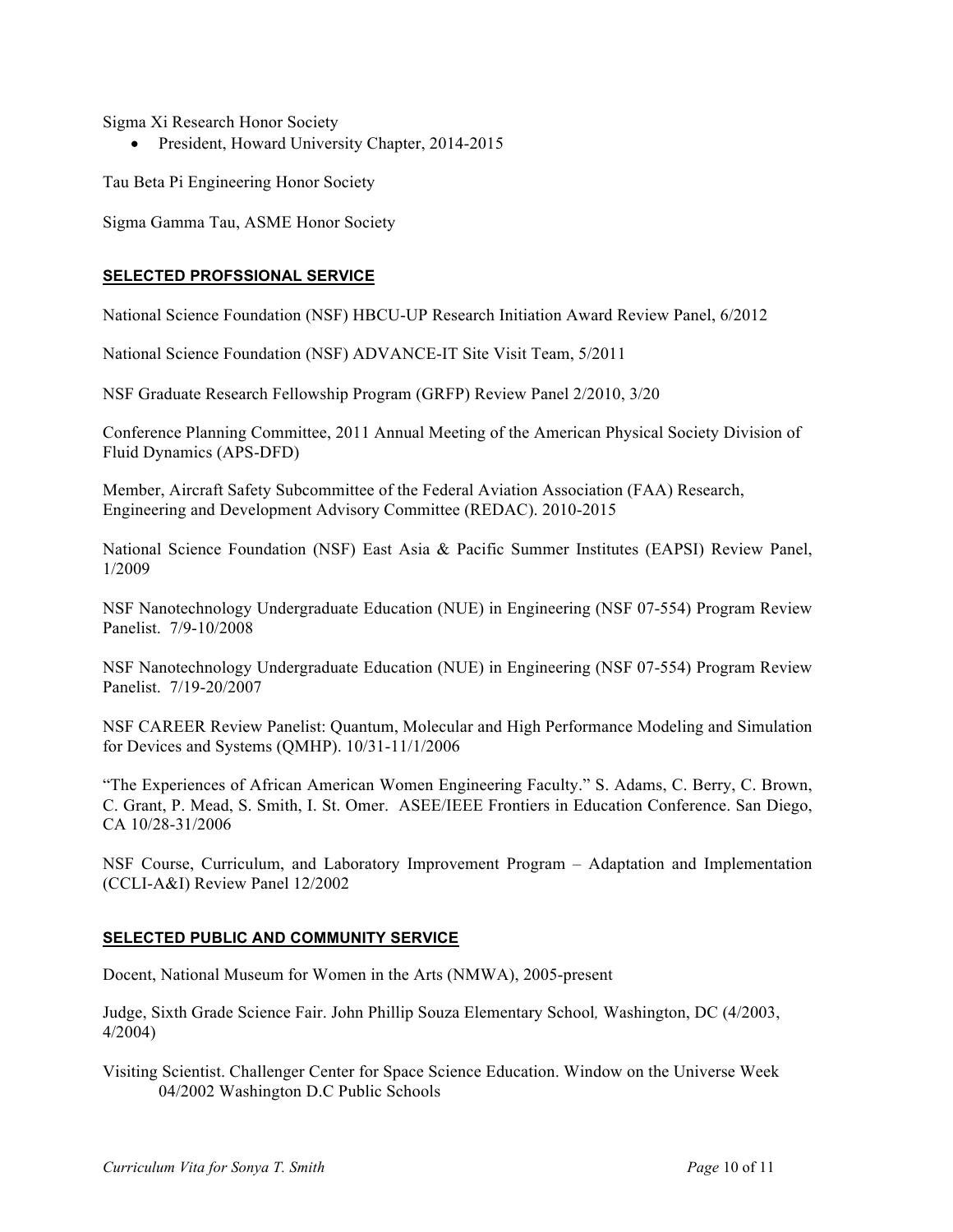Sigma Xi Research Honor Society

- President, Howard University Chapter, 2014-2015

Tau Beta Pi Engineering Honor Society

Sigma Gamma Tau, ASME Honor Society

## SELECTED PROFSSIONAL SERVICE

National Science Foundation (NSF) HBCU-UP Research Initiation Award Review Panel, 6/2012

National Science Foundation (NSF) ADVANCE-IT Site Visit Team, 5/2011

NSF Graduate Research Fellowship Program (GRFP) Review Panel 2/2010, 3/20

Conference Planning Committee, 2011 Annual Meeting of the American Physical Society Division of Fluid Dynamics (APS-DFD)

Member, Aircraft Safety Subcommittee of the Federal Aviation Association (FAA) Research, Engineering and Development Advisory Committee (REDAC). 2010-2015

National Science Foundation (NSF) East Asia & Pacific Summer Institutes (EAPSI) Review Panel, 1/2009

NSF Nanotechnology Undergraduate Education (NUE) in Engineering (NSF 07-554) Program Review Panelist. 7/9-10/2008

NSF Nanotechnology Undergraduate Education (NUE) in Engineering (NSF 07-554) Program Review Panelist. 7/19-20/2007

NSF CAREER Review Panelist: Quantum, Molecular and High Performance Modeling and Simulation for Devices and Systems (QMHP). 10/31-11/1/2006

"The Experiences of African American Women Engineering Faculty." S. Adams, C. Berry, C. Brown, C. Grant, P. Mead, S. Smith, I. St. Omer. ASEE/IEEE Frontiers in Education Conference. San Diego, CA 10/28-31/2006

NSF Course, Curriculum, and Laboratory Improvement Program – Adaptation and Implementation (CCLI-A&I) Review Panel 12/2002

## SELECTED PUBLIC AND COMMUNITY SERVICE

Docent, National Museum for Women in the Arts (NMWA), 2005-present

Judge, Sixth Grade Science Fair. John Phillip Souza Elementary School*,* Washington, DC (4/2003, 4/2004)

Visiting Scientist. Challenger Center for Space Science Education. Window on the Universe Week 04/2002 Washington D.C Public Schools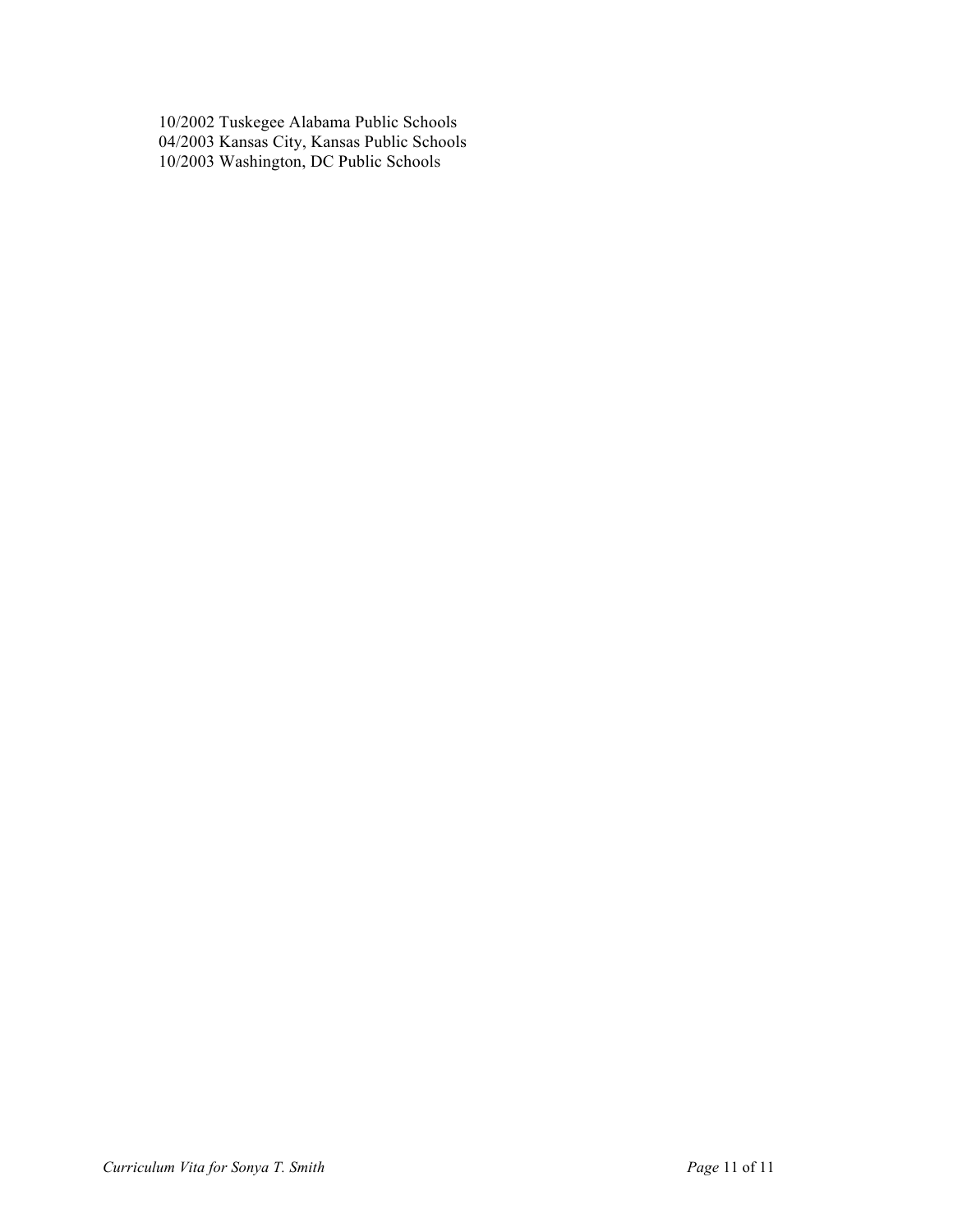10/2002 Tuskegee Alabama Public Schools
04/2003 Kansas City, Kansas Public Schools
10/2003 Washington, DC Public Schools